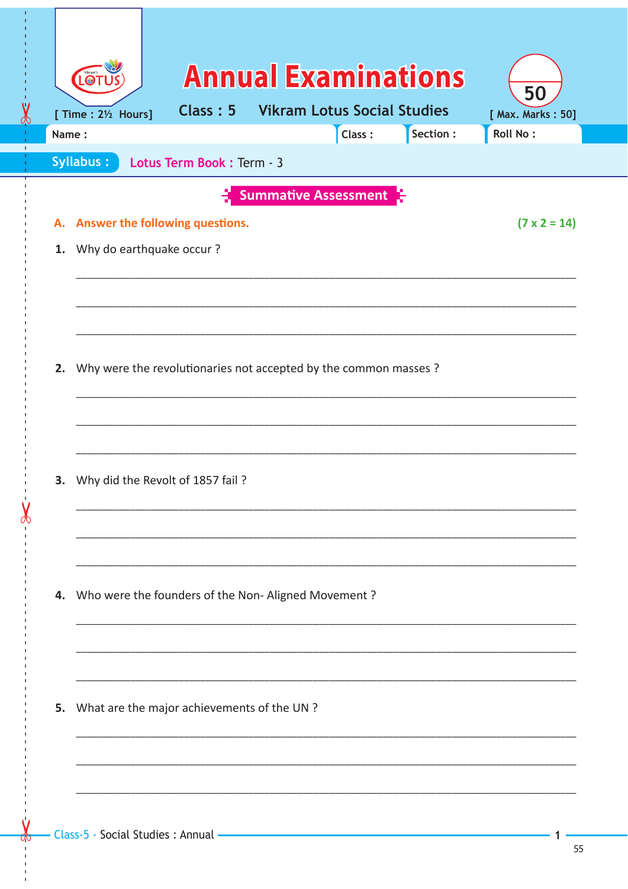# Annual Examinations

[ Time : 2½ Hours]

**Class : 5** **Vikram Lotus Social Studies**

[ Max. Marks : 50]

50

Name : Class : Section : Roll No :

**Syllabus :** Lotus Term Book : Term - 3

## Summative Assessment

**A. Answer the following questions.** **(7 x 2 = 14)**

1. Why do earthquake occur ?

______________________________________________________________________

______________________________________________________________________

______________________________________________________________________

2. Why were the revolutionaries not accepted by the common masses ?

______________________________________________________________________

______________________________________________________________________

______________________________________________________________________

3. Why did the Revolt of 1857 fail ?

______________________________________________________________________

______________________________________________________________________

______________________________________________________________________

4. Who were the founders of the Non- Aligned Movement ?

______________________________________________________________________

______________________________________________________________________

______________________________________________________________________

5. What are the major achievements of the UN ?

______________________________________________________________________

______________________________________________________________________

______________________________________________________________________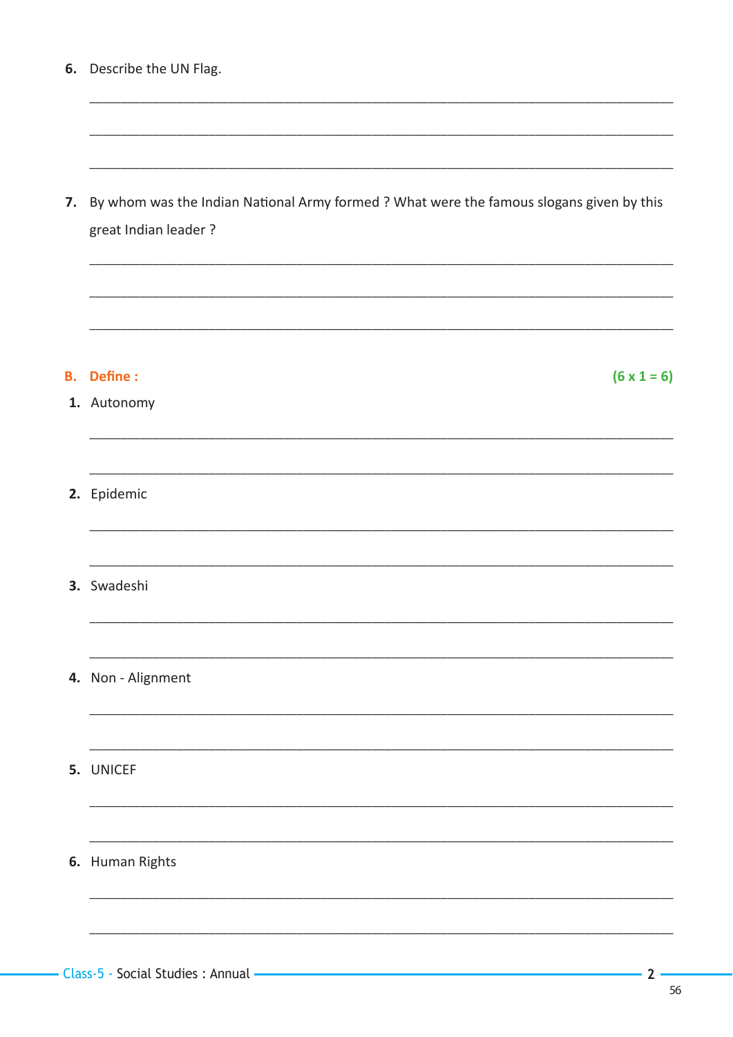6. Describe the UN Flag.

___________________________________________________________________________

___________________________________________________________________________

___________________________________________________________________________

7. By whom was the Indian National Army formed ? What were the famous slogans given by this great Indian leader ?

___________________________________________________________________________

___________________________________________________________________________

___________________________________________________________________________

**B. Define :** **(6 x 1 = 6)**

1. Autonomy

___________________________________________________________________________

___________________________________________________________________________

2. Epidemic

___________________________________________________________________________

___________________________________________________________________________

3. Swadeshi

___________________________________________________________________________

___________________________________________________________________________

4. Non - Alignment

___________________________________________________________________________

___________________________________________________________________________

5. UNICEF

___________________________________________________________________________

___________________________________________________________________________

6. Human Rights

___________________________________________________________________________

___________________________________________________________________________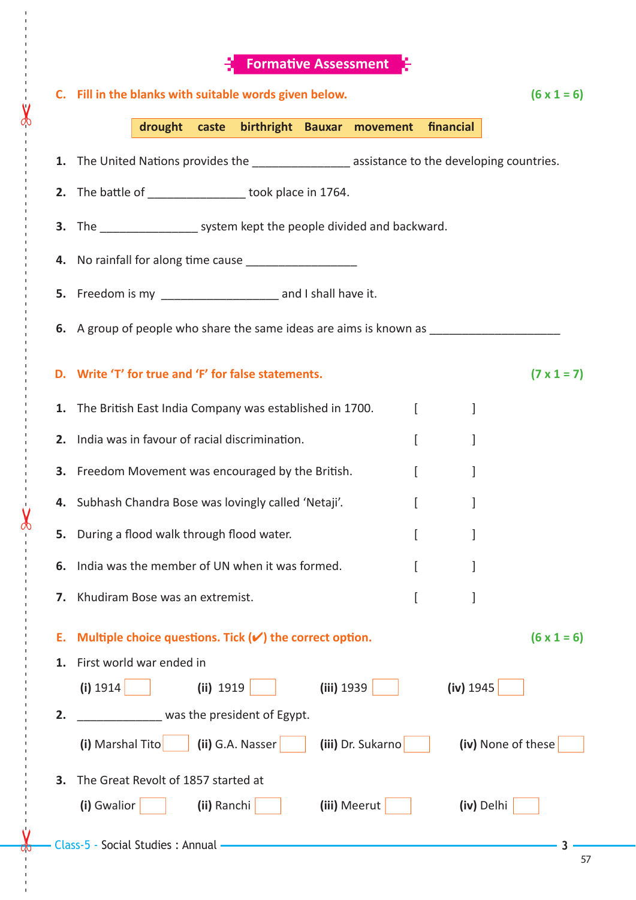## Formative Assessment

**C. Fill in the blanks with suitable words given below.** **(6 x 1 = 6)**

| drought | caste | birthright | Bauxar | movement | financial |
|---|---|---|---|---|---|

1. The United Nations provides the _______________ assistance to the developing countries.
2. The battle of _______________ took place in 1764.
3. The _______________ system kept the people divided and backward.
4. No rainfall for along time cause _________________
5. Freedom is my __________________ and I shall have it.
6. A group of people who share the same ideas are aims is known as ____________________

**D. Write 'T' for true and 'F' for false statements.** **(7 x 1 = 7)**

1. The British East India Company was established in 1700. [ ]
2. India was in favour of racial discrimination. [ ]
3. Freedom Movement was encouraged by the British. [ ]
4. Subhash Chandra Bose was lovingly called 'Netaji'. [ ]
5. During a flood walk through flood water. [ ]
6. India was the member of UN when it was formed. [ ]
7. Khudiram Bose was an extremist. [ ]

**E. Multiple choice questions. Tick (✔) the correct option.** **(6 x 1 = 6)**

1. First world war ended in

   **(i)** 1914 ☐ **(ii)** 1919 ☐ **(iii)** 1939 ☐ **(iv)** 1945 ☐

2. _____________ was the president of Egypt.

   **(i)** Marshal Tito ☐ **(ii)** G.A. Nasser ☐ **(iii)** Dr. Sukarno ☐ **(iv)** None of these ☐

3. The Great Revolt of 1857 started at

   **(i)** Gwalior ☐ **(ii)** Ranchi ☐ **(iii)** Meerut ☐ **(iv)** Delhi ☐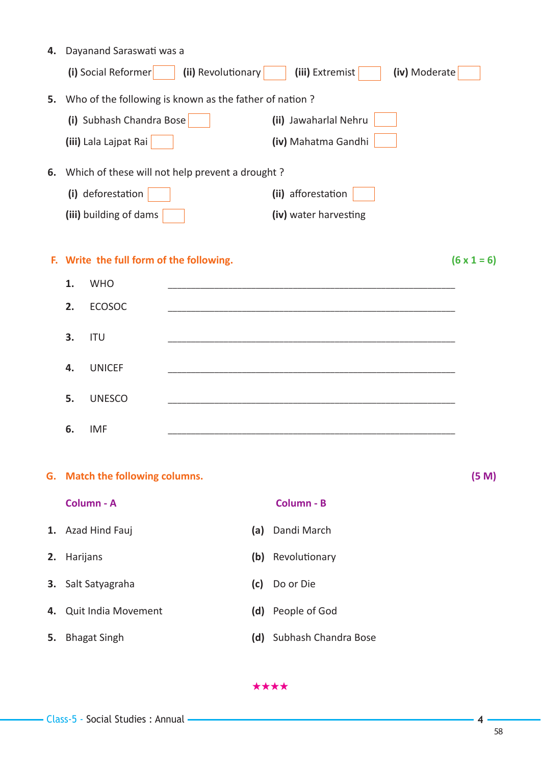4. Dayanand Saraswati was a

   **(i)** Social Reformer ☐ **(ii)** Revolutionary ☐ **(iii)** Extremist ☐ **(iv)** Moderate ☐

5. Who of the following is known as the father of nation ?

   **(i)** Subhash Chandra Bose ☐ **(ii)** Jawaharlal Nehru ☐

   **(iii)** Lala Lajpat Rai ☐ **(iv)** Mahatma Gandhi ☐

6. Which of these will not help prevent a drought ?

   **(i)** deforestation ☐ **(ii)** afforestation ☐

   **(iii)** building of dams ☐ **(iv)** water harvesting

## F. Write the full form of the following. (6 x 1 = 6)

1. WHO ______________________________
2. ECOSOC ______________________________
3. ITU ______________________________
4. UNICEF ______________________________
5. UNESCO ______________________________
6. IMF ______________________________

## G. Match the following columns. (5 M)

| Column - A | Column - B |
|---|---|
| 1. Azad Hind Fauj | (a) Dandi March |
| 2. Harijans | (b) Revolutionary |
| 3. Salt Satyagraha | (c) Do or Die |
| 4. Quit India Movement | (d) People of God |
| 5. Bhagat Singh | (d) Subhash Chandra Bose |

★★★★